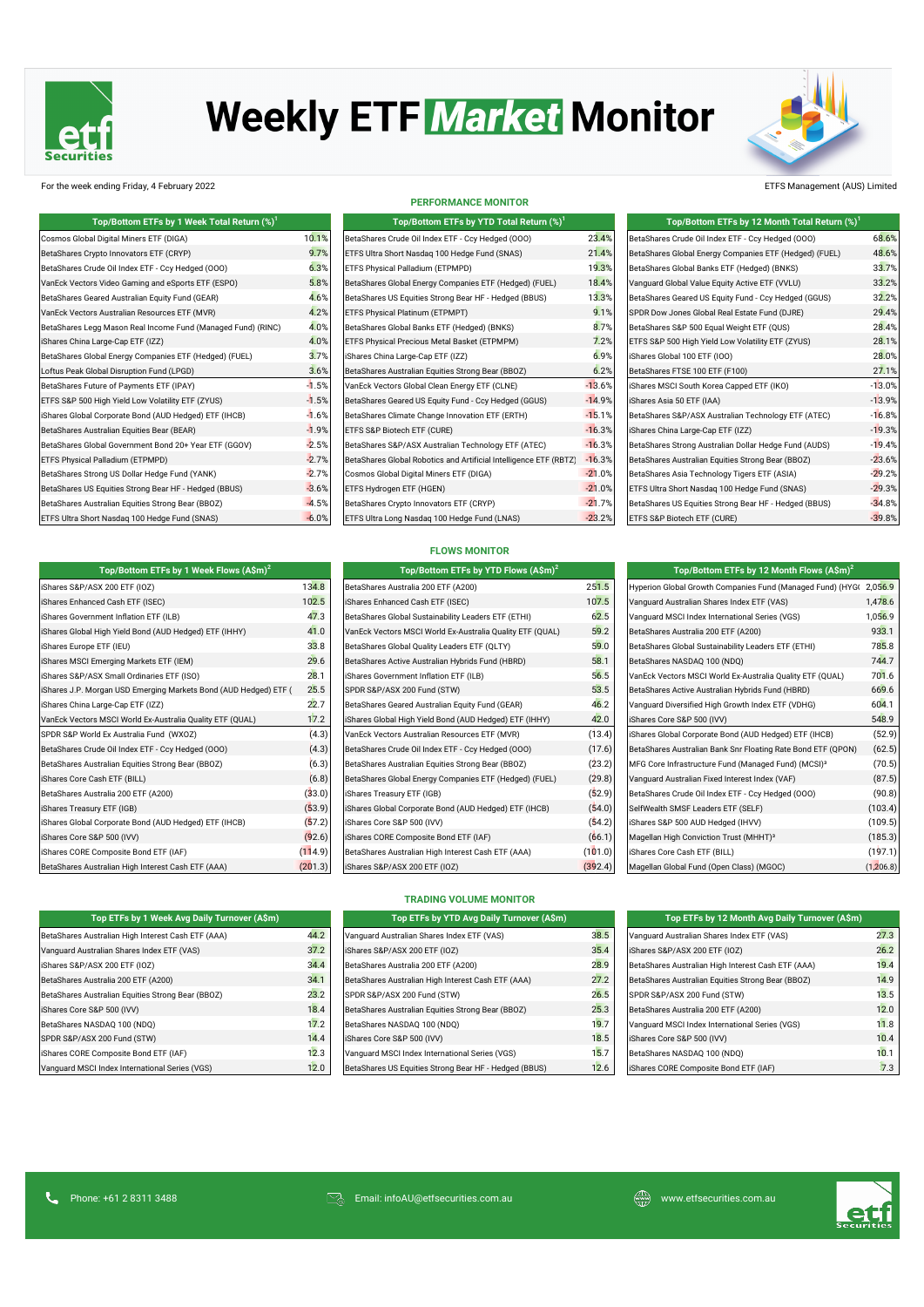# Weekly ETF *Market* Monitor

For the week ending Friday, 4 February 2022

ETFS Management (AUS) Limited

## PERFORMANCE MONITOR

| Top/Bottom ETFs by 1 Week Total Return (%)[1] | |
|---|---|
| Cosmos Global Digital Miners ETF (DIGA) | 10.1% |
| BetaShares Crypto Innovators ETF (CRYP) | 9.7% |
| BetaShares Crude Oil Index ETF - Ccy Hedged (OOO) | 6.3% |
| VanEck Vectors Video Gaming and eSports ETF (ESPO) | 5.8% |
| BetaShares Geared Australian Equity Fund (GEAR) | 4.6% |
| VanEck Vectors Australian Resources ETF (MVR) | 4.2% |
| BetaShares Legg Mason Real Income Fund (Managed Fund) (RINC) | 4.0% |
| iShares China Large-Cap ETF (IZZ) | 4.0% |
| BetaShares Global Energy Companies ETF (Hedged) (FUEL) | 3.7% |
| Loftus Peak Global Disruption Fund (LPGD) | 3.6% |
| BetaShares Future of Payments ETF (IPAY) | -1.5% |
| ETFS S&P 500 High Yield Low Volatility ETF (ZYUS) | -1.5% |
| iShares Global Corporate Bond (AUD Hedged) ETF (IHCB) | -1.6% |
| BetaShares Australian Equities Bear (BEAR) | -1.9% |
| BetaShares Global Government Bond 20+ Year ETF (GGOV) | -2.5% |
| ETFS Physical Palladium (ETPMPD) | -2.7% |
| BetaShares Strong US Dollar Hedge Fund (YANK) | -2.7% |
| BetaShares US Equities Strong Bear HF - Hedged (BBUS) | -3.6% |
| BetaShares Australian Equities Strong Bear (BBOZ) | -4.5% |
| ETFS Ultra Short Nasdaq 100 Hedge Fund (SNAS) | -6.0% |

| Top/Bottom ETFs by YTD Total Return (%)[1] | |
|---|---|
| BetaShares Crude Oil Index ETF - Ccy Hedged (OOO) | 23.4% |
| ETFS Ultra Short Nasdaq 100 Hedge Fund (SNAS) | 21.4% |
| ETFS Physical Palladium (ETPMPD) | 19.3% |
| BetaShares Global Energy Companies ETF (Hedged) (FUEL) | 18.4% |
| BetaShares US Equities Strong Bear HF - Hedged (BBUS) | 13.3% |
| ETFS Physical Platinum (ETPMPT) | 9.1% |
| BetaShares Global Banks ETF (Hedged) (BNKS) | 8.7% |
| ETFS Physical Precious Metal Basket (ETPMPM) | 7.2% |
| iShares China Large-Cap ETF (IZZ) | 6.9% |
| BetaShares Australian Equities Strong Bear (BBOZ) | 6.2% |
| VanEck Vectors Global Clean Energy ETF (CLNE) | -13.6% |
| BetaShares Geared US Equity Fund - Ccy Hedged (GGUS) | -14.9% |
| BetaShares Climate Change Innovation ETF (ERTH) | -15.1% |
| ETFS S&P Biotech ETF (CURE) | -16.3% |
| BetaShares S&P/ASX Australian Technology ETF (ATEC) | -16.3% |
| BetaShares Global Robotics and Artificial Intelligence ETF (RBTZ) | -16.3% |
| Cosmos Global Digital Miners ETF (DIGA) | -21.0% |
| ETFS Hydrogen ETF (HGEN) | -21.0% |
| BetaShares Crypto Innovators ETF (CRYP) | -21.7% |
| ETFS Ultra Long Nasdaq 100 Hedge Fund (LNAS) | -23.2% |

| Top/Bottom ETFs by 12 Month Total Return (%)[1] | |
|---|---|
| BetaShares Crude Oil Index ETF - Ccy Hedged (OOO) | 68.6% |
| BetaShares Global Energy Companies ETF (Hedged) (FUEL) | 48.6% |
| BetaShares Global Banks ETF (Hedged) (BNKS) | 33.7% |
| Vanguard Global Value Equity Active ETF (VVLU) | 33.2% |
| BetaShares Geared US Equity Fund - Ccy Hedged (GGUS) | 32.2% |
| SPDR Dow Jones Global Real Estate Fund (DJRE) | 29.4% |
| BetaShares S&P 500 Equal Weight ETF (QUS) | 28.4% |
| ETFS S&P 500 High Yield Low Volatility ETF (ZYUS) | 28.1% |
| iShares Global 100 ETF (IOO) | 28.0% |
| BetaShares FTSE 100 ETF (F100) | 27.1% |
| iShares MSCI South Korea Capped ETF (IKO) | -13.0% |
| iShares Asia 50 ETF (IAA) | -13.9% |
| BetaShares S&P/ASX Australian Technology ETF (ATEC) | -16.8% |
| iShares China Large-Cap ETF (IZZ) | -19.3% |
| BetaShares Strong Australian Dollar Hedge Fund (AUDS) | -19.4% |
| BetaShares Australian Equities Strong Bear (BBOZ) | -23.6% |
| BetaShares Asia Technology Tigers ETF (ASIA) | -29.2% |
| ETFS Ultra Short Nasdaq 100 Hedge Fund (SNAS) | -29.3% |
| BetaShares US Equities Strong Bear HF - Hedged (BBUS) | -34.8% |
| ETFS S&P Biotech ETF (CURE) | -39.8% |

## FLOWS MONITOR

| Top/Bottom ETFs by 1 Week Flows (A$m)[2] | |
|---|---|
| iShares S&P/ASX 200 ETF (IOZ) | 134.8 |
| iShares Enhanced Cash ETF (ISEC) | 102.5 |
| iShares Government Inflation ETF (ILB) | 47.3 |
| iShares Global High Yield Bond (AUD Hedged) ETF (IHHY) | 41.0 |
| iShares Europe ETF (IEU) | 33.8 |
| iShares MSCI Emerging Markets ETF (IEM) | 29.6 |
| iShares S&P/ASX Small Ordinaries ETF (ISO) | 28.1 |
| iShares J.P. Morgan USD Emerging Markets Bond (AUD Hedged) ETF ( | 25.5 |
| iShares China Large-Cap ETF (IZZ) | 22.7 |
| VanEck Vectors MSCI World Ex-Australia Quality ETF (QUAL) | 17.2 |
| SPDR S&P World Ex Australia Fund (WXOZ) | (4.3) |
| BetaShares Crude Oil Index ETF - Ccy Hedged (OOO) | (4.3) |
| BetaShares Australian Equities Strong Bear (BBOZ) | (6.3) |
| iShares Core Cash ETF (BILL) | (6.8) |
| BetaShares Australia 200 ETF (A200) | (33.0) |
| iShares Treasury ETF (IGB) | (53.9) |
| iShares Global Corporate Bond (AUD Hedged) ETF (IHCB) | (57.2) |
| iShares Core S&P 500 (IVV) | (92.6) |
| iShares CORE Composite Bond ETF (IAF) | (114.9) |
| BetaShares Australian High Interest Cash ETF (AAA) | (201.3) |

| Top/Bottom ETFs by YTD Flows (A$m)[2] | |
|---|---|
| BetaShares Australia 200 ETF (A200) | 251.5 |
| iShares Enhanced Cash ETF (ISEC) | 107.5 |
| BetaShares Global Sustainability Leaders ETF (ETHI) | 62.5 |
| VanEck Vectors MSCI World Ex-Australia Quality ETF (QUAL) | 59.2 |
| BetaShares Global Quality Leaders ETF (QLTY) | 59.0 |
| BetaShares Active Australian Hybrids Fund (HBRD) | 58.1 |
| iShares Government Inflation ETF (ILB) | 56.5 |
| SPDR S&P/ASX 200 Fund (STW) | 53.5 |
| BetaShares Geared Australian Equity Fund (GEAR) | 46.2 |
| iShares Global High Yield Bond (AUD Hedged) ETF (IHHY) | 42.0 |
| VanEck Vectors Australian Resources ETF (MVR) | (13.4) |
| BetaShares Crude Oil Index ETF - Ccy Hedged (OOO) | (17.6) |
| BetaShares Australian Equities Strong Bear (BBOZ) | (23.2) |
| BetaShares Global Energy Companies ETF (Hedged) (FUEL) | (29.8) |
| iShares Treasury ETF (IGB) | (52.9) |
| iShares Global Corporate Bond (AUD Hedged) ETF (IHCB) | (54.0) |
| iShares Core S&P 500 (IVV) | (54.2) |
| iShares CORE Composite Bond ETF (IAF) | (66.1) |
| BetaShares Australian High Interest Cash ETF (AAA) | (101.0) |
| iShares S&P/ASX 200 ETF (IOZ) | (392.4) |

| Top/Bottom ETFs by 12 Month Flows (A$m)[2] | |
|---|---|
| Hyperion Global Growth Companies Fund (Managed Fund) (HYG( | 2,056.9 |
| Vanguard Australian Shares Index ETF (VAS) | 1,478.6 |
| Vanguard MSCI Index International Series (VGS) | 1,056.9 |
| BetaShares Australia 200 ETF (A200) | 933.1 |
| BetaShares Global Sustainability Leaders ETF (ETHI) | 785.8 |
| BetaShares NASDAQ 100 (NDQ) | 744.7 |
| VanEck Vectors MSCI World Ex-Australia Quality ETF (QUAL) | 701.6 |
| BetaShares Active Australian Hybrids Fund (HBRD) | 669.6 |
| Vanguard Diversified High Growth Index ETF (VDHG) | 604.1 |
| iShares Core S&P 500 (IVV) | 548.9 |
| iShares Global Corporate Bond (AUD Hedged) ETF (IHCB) | (52.9) |
| BetaShares Australian Bank Snr Floating Rate Bond ETF (QPON) | (62.5) |
| MFG Core Infrastructure Fund (Managed Fund) (MCSI)[3] | (70.5) |
| Vanguard Australian Fixed Interest Index (VAF) | (87.5) |
| BetaShares Crude Oil Index ETF - Ccy Hedged (OOO) | (90.8) |
| SelfWealth SMSF Leaders ETF (SELF) | (103.4) |
| iShares S&P 500 AUD Hedged (IHVV) | (109.5) |
| Magellan High Conviction Trust (MHHT)[3] | (185.3) |
| iShares Core Cash ETF (BILL) | (197.1) |
| Magellan Global Fund (Open Class) (MGOC) | (1,206.8) |

## TRADING VOLUME MONITOR

| Top ETFs by 1 Week Avg Daily Turnover (A$m) | |
|---|---|
| BetaShares Australian High Interest Cash ETF (AAA) | 44.2 |
| Vanguard Australian Shares Index ETF (VAS) | 37.2 |
| iShares S&P/ASX 200 ETF (IOZ) | 34.4 |
| BetaShares Australia 200 ETF (A200) | 34.1 |
| BetaShares Australian Equities Strong Bear (BBOZ) | 23.2 |
| iShares Core S&P 500 (IVV) | 18.4 |
| BetaShares NASDAQ 100 (NDQ) | 17.2 |
| SPDR S&P/ASX 200 Fund (STW) | 14.4 |
| iShares CORE Composite Bond ETF (IAF) | 12.3 |
| Vanguard MSCI Index International Series (VGS) | 12.0 |

| Top ETFs by YTD Avg Daily Turnover (A$m) | |
|---|---|
| Vanguard Australian Shares Index ETF (VAS) | 38.5 |
| iShares S&P/ASX 200 ETF (IOZ) | 35.4 |
| BetaShares Australia 200 ETF (A200) | 28.9 |
| BetaShares Australian High Interest Cash ETF (AAA) | 27.2 |
| SPDR S&P/ASX 200 Fund (STW) | 26.5 |
| BetaShares Australian Equities Strong Bear (BBOZ) | 25.3 |
| BetaShares NASDAQ 100 (NDQ) | 19.7 |
| iShares Core S&P 500 (IVV) | 18.5 |
| Vanguard MSCI Index International Series (VGS) | 15.7 |
| BetaShares US Equities Strong Bear HF - Hedged (BBUS) | 12.6 |

| Top ETFs by 12 Month Avg Daily Turnover (A$m) | |
|---|---|
| Vanguard Australian Shares Index ETF (VAS) | 27.3 |
| iShares S&P/ASX 200 ETF (IOZ) | 26.2 |
| BetaShares Australian High Interest Cash ETF (AAA) | 19.4 |
| BetaShares Australian Equities Strong Bear (BBOZ) | 14.9 |
| SPDR S&P/ASX 200 Fund (STW) | 13.5 |
| BetaShares Australia 200 ETF (A200) | 12.0 |
| Vanguard MSCI Index International Series (VGS) | 11.8 |
| iShares Core S&P 500 (IVV) | 10.4 |
| BetaShares NASDAQ 100 (NDQ) | 10.1 |
| iShares CORE Composite Bond ETF (IAF) | 7.3 |

Phone: +61 2 8311 3488 | Email: infoAU@etfsecurities.com.au | www.etfsecurities.com.au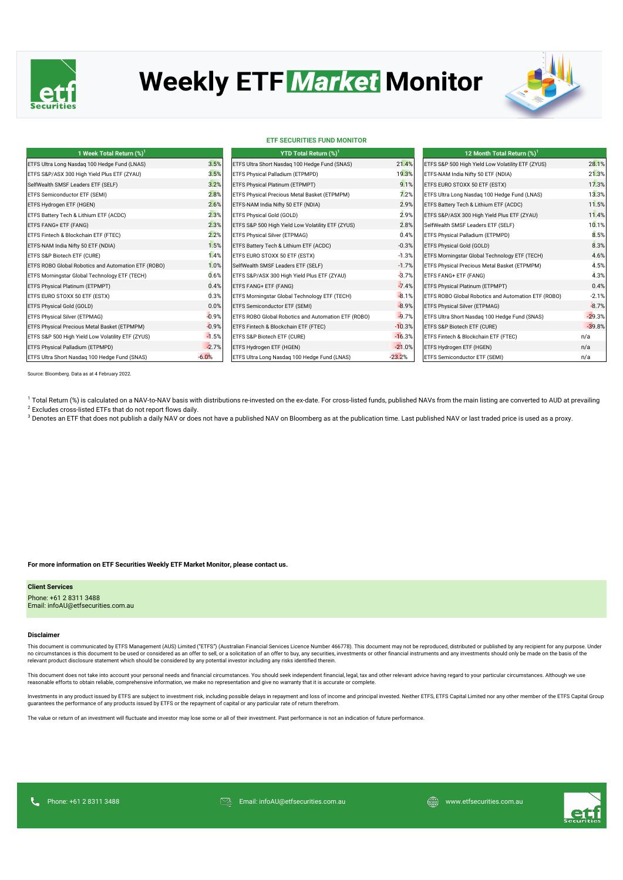# Weekly ETF Market Monitor

## ETF SECURITIES FUND MONITOR

| 1 Week Total Return (%)[1] | |
|---|---|
| ETFS Ultra Long Nasdaq 100 Hedge Fund (LNAS) | 3.5% |
| ETFS S&P/ASX 300 High Yield Plus ETF (ZYAU) | 3.5% |
| SelfWealth SMSF Leaders ETF (SELF) | 3.2% |
| ETFS Semiconductor ETF (SEMI) | 2.8% |
| ETFS Hydrogen ETF (HGEN) | 2.6% |
| ETFS Battery Tech & Lithium ETF (ACDC) | 2.3% |
| ETFS FANG+ ETF (FANG) | 2.3% |
| ETFS Fintech & Blockchain ETF (FTEC) | 2.2% |
| ETFS-NAM India Nifty 50 ETF (NDIA) | 1.5% |
| ETFS S&P Biotech ETF (CURE) | 1.4% |
| ETFS ROBO Global Robotics and Automation ETF (ROBO) | 1.0% |
| ETFS Morningstar Global Technology ETF (TECH) | 0.6% |
| ETFS Physical Platinum (ETPMPT) | 0.4% |
| ETFS EURO STOXX 50 ETF (ESTX) | 0.3% |
| ETFS Physical Gold (GOLD) | 0.0% |
| ETFS Physical Silver (ETPMAG) | -0.9% |
| ETFS Physical Precious Metal Basket (ETPMPM) | -0.9% |
| ETFS S&P 500 High Yield Low Volatility ETF (ZYUS) | -1.5% |
| ETFS Physical Palladium (ETPMPD) | -2.7% |
| ETFS Ultra Short Nasdaq 100 Hedge Fund (SNAS) | -6.0% |

| YTD Total Return (%)[1] | |
|---|---|
| ETFS Ultra Short Nasdaq 100 Hedge Fund (SNAS) | 21.4% |
| ETFS Physical Palladium (ETPMPD) | 19.3% |
| ETFS Physical Platinum (ETPMPT) | 9.1% |
| ETFS Physical Precious Metal Basket (ETPMPM) | 7.2% |
| ETFS-NAM India Nifty 50 ETF (NDIA) | 2.9% |
| ETFS Physical Gold (GOLD) | 2.9% |
| ETFS S&P 500 High Yield Low Volatility ETF (ZYUS) | 2.8% |
| ETFS Physical Silver (ETPMAG) | 0.4% |
| ETFS Battery Tech & Lithium ETF (ACDC) | -0.3% |
| ETFS EURO STOXX 50 ETF (ESTX) | -1.3% |
| SelfWealth SMSF Leaders ETF (SELF) | -1.7% |
| ETFS S&P/ASX 300 High Yield Plus ETF (ZYAU) | -3.7% |
| ETFS FANG+ ETF (FANG) | -7.4% |
| ETFS Morningstar Global Technology ETF (TECH) | -8.1% |
| ETFS Semiconductor ETF (SEMI) | -8.9% |
| ETFS ROBO Global Robotics and Automation ETF (ROBO) | -9.7% |
| ETFS Fintech & Blockchain ETF (FTEC) | -10.3% |
| ETFS S&P Biotech ETF (CURE) | -16.3% |
| ETFS Hydrogen ETF (HGEN) | -21.0% |
| ETFS Ultra Long Nasdaq 100 Hedge Fund (LNAS) | -23.2% |

| 12 Month Total Return (%)[1] | |
|---|---|
| ETFS S&P 500 High Yield Low Volatility ETF (ZYUS) | 28.1% |
| ETFS-NAM India Nifty 50 ETF (NDIA) | 21.3% |
| ETFS EURO STOXX 50 ETF (ESTX) | 17.3% |
| ETFS Ultra Long Nasdaq 100 Hedge Fund (LNAS) | 13.3% |
| ETFS Battery Tech & Lithium ETF (ACDC) | 11.5% |
| ETFS S&P/ASX 300 High Yield Plus ETF (ZYAU) | 11.4% |
| SelfWealth SMSF Leaders ETF (SELF) | 10.1% |
| ETFS Physical Palladium (ETPMPD) | 8.5% |
| ETFS Physical Gold (GOLD) | 8.3% |
| ETFS Morningstar Global Technology ETF (TECH) | 4.6% |
| ETFS Physical Precious Metal Basket (ETPMPM) | 4.5% |
| ETFS FANG+ ETF (FANG) | 4.3% |
| ETFS Physical Platinum (ETPMPT) | 0.4% |
| ETFS ROBO Global Robotics and Automation ETF (ROBO) | -2.1% |
| ETFS Physical Silver (ETPMAG) | -8.7% |
| ETFS Ultra Short Nasdaq 100 Hedge Fund (SNAS) | -29.3% |
| ETFS S&P Biotech ETF (CURE) | -39.8% |
| ETFS Fintech & Blockchain ETF (FTEC) | n/a |
| ETFS Hydrogen ETF (HGEN) | n/a |
| ETFS Semiconductor ETF (SEMI) | n/a |

Source: Bloomberg. Data as at 4 February 2022.

[1] Total Return (%) is calculated on a NAV-to-NAV basis with distributions re-invested on the ex-date. For cross-listed funds, published NAVs from the main listing are converted to AUD at prevailing
[2] Excludes cross-listed ETFs that do not report flows daily.
[3] Denotes an ETF that does not publish a daily NAV or does not have a published NAV on Bloomberg as at the publication time. Last published NAV or last traded price is used as a proxy.

**For more information on ETF Securities Weekly ETF Market Monitor, please contact us.**

**Client Services**
Phone: +61 2 8311 3488
Email: infoAU@etfsecurities.com.au

**Disclaimer**

This document is communicated by ETFS Management (AUS) Limited ("ETFS") (Australian Financial Services Licence Number 466778). This document may not be reproduced, distributed or published by any recipient for any purpose. Under no circumstances is this document to be used or considered as an offer to sell, or a solicitation of an offer to buy, any securities, investments or other financial instruments and any investments should only be made on the basis of the relevant product disclosure statement which should be considered by any potential investor including any risks identified therein.

This document does not take into account your personal needs and financial circumstances. You should seek independent financial, legal, tax and other relevant advice having regard to your particular circumstances. Although we use reasonable efforts to obtain reliable, comprehensive information, we make no representation and give no warranty that it is accurate or complete.

Investments in any product issued by ETFS are subject to investment risk, including possible delays in repayment and loss of income and principal invested. Neither ETFS, ETFS Capital Limited nor any other member of the ETFS Capital Group guarantees the performance of any products issued by ETFS or the repayment of capital or any particular rate of return therefrom.

The value or return of an investment will fluctuate and investor may lose some or all of their investment. Past performance is not an indication of future performance.

Phone: +61 2 8311 3488 Email: infoAU@etfsecurities.com.au www.etfsecurities.com.au